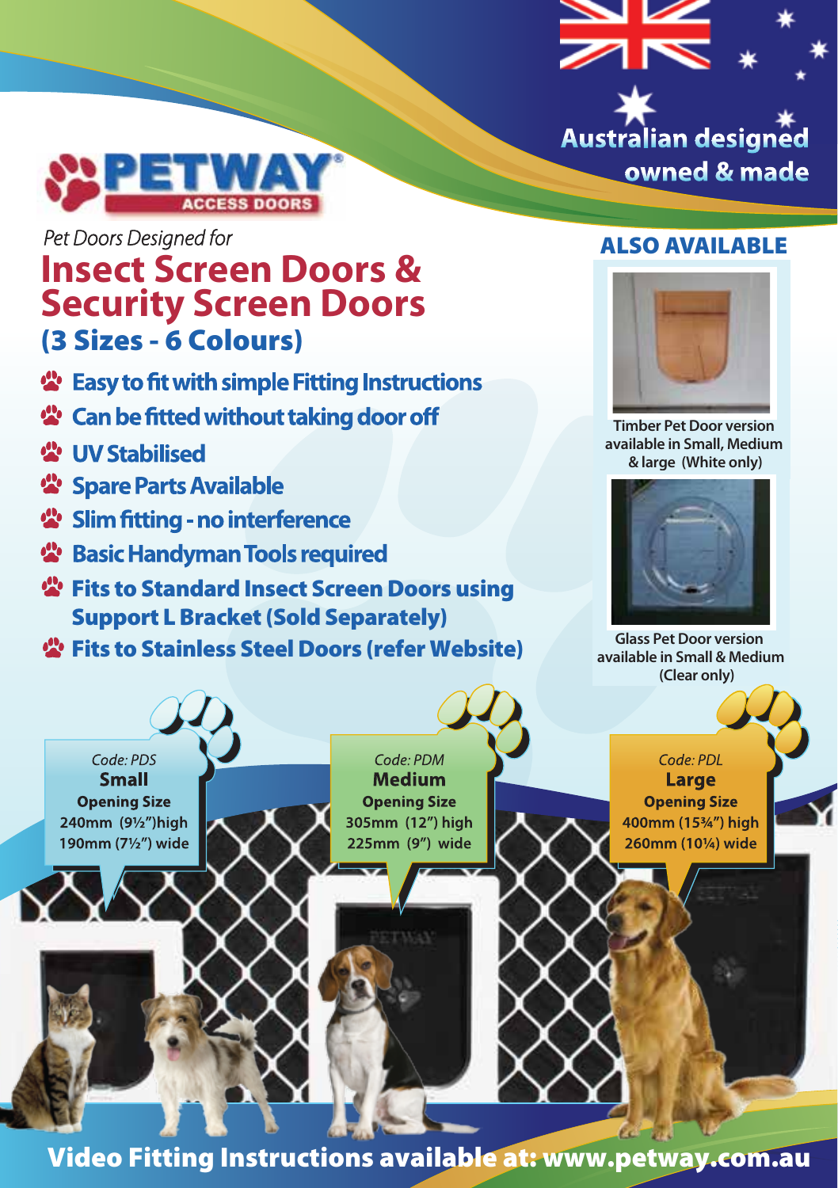Australian designed owned & made

PETWAY® ACCESS DOORS

*Pet Doors Designed for*

# Insect Screen Doors & Security Screen Doors

## (3 Sizes - 6 Colours)

- Easy to fit with simple Fitting Instructions
- Can be fitted without taking door off
- UV Stabilised
- Spare Parts Available
- Slim fitting - no interference
- Basic Handyman Tools required
- Fits to Standard Insect Screen Doors using Support L Bracket (Sold Separately)
- Fits to Stainless Steel Doors (refer Website)

## ALSO AVAILABLE

Timber Pet Door version available in Small, Medium & large (White only)

Glass Pet Door version available in Small & Medium (Clear only)

*Code: PDS*
**Small**
**Opening Size**
240mm (9½")high
190mm (7½") wide

*Code: PDM*
**Medium**
**Opening Size**
305mm (12") high
225mm (9") wide

*Code: PDL*
**Large**
**Opening Size**
400mm (15¾") high
260mm (10¼) wide

**Video Fitting Instructions available at: www.petway.com.au**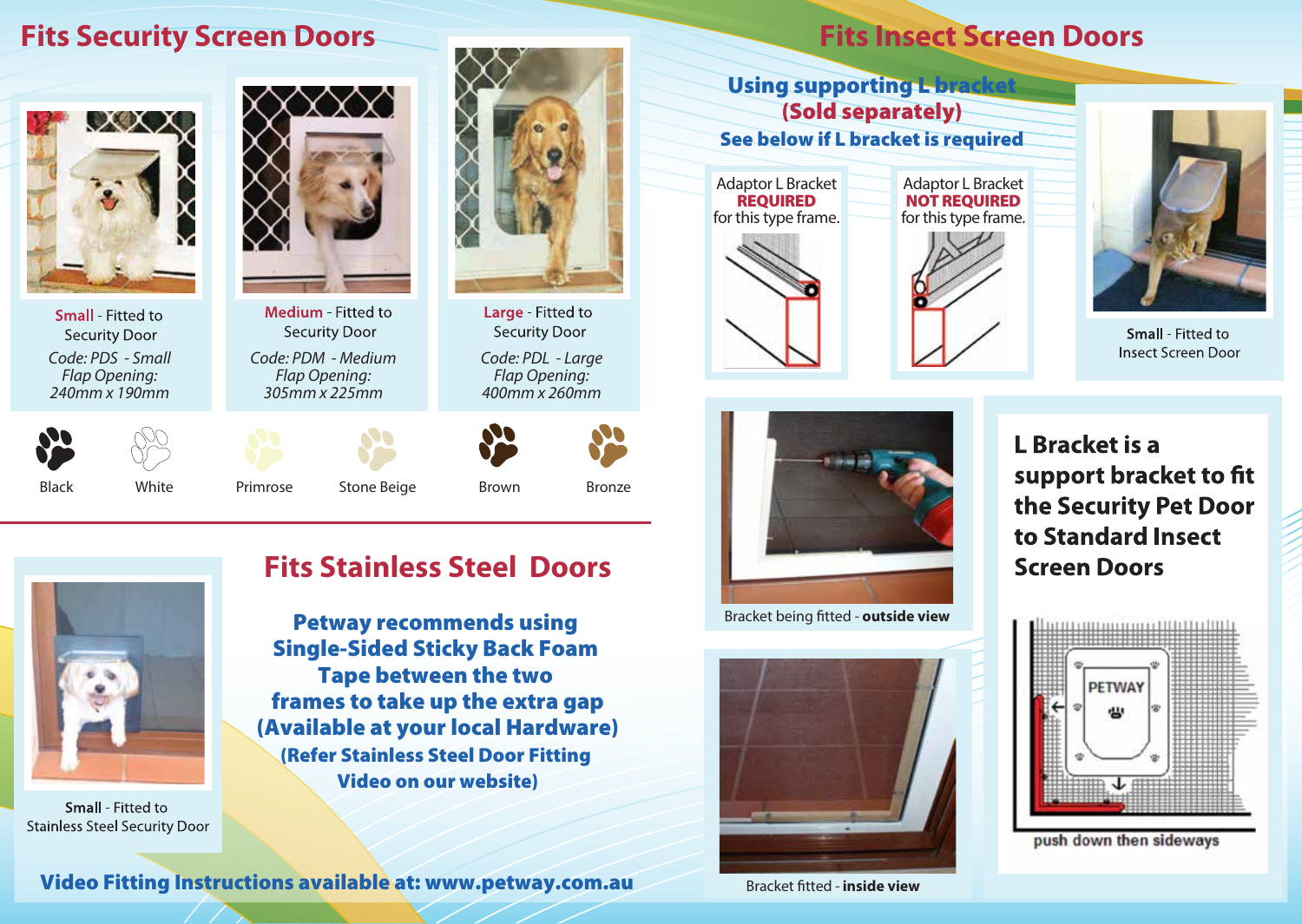## Fits Security Screen Doors

**Small** - Fitted to Security Door
*Code: PDS - Small*
*Flap Opening:*
*240mm x 190mm*

**Medium** - Fitted to Security Door
*Code: PDM - Medium*
*Flap Opening:*
*305mm x 225mm*

**Large** - Fitted to Security Door
*Code: PDL - Large*
*Flap Opening:*
*400mm x 260mm*

Black | White | Primrose | Stone Beige | Brown | Bronze

## Fits Insect Screen Doors

**Using supporting L bracket**
**(Sold separately)**
**See below if L bracket is required**

Adaptor L Bracket **REQUIRED** for this type frame.

Adaptor L Bracket **NOT REQUIRED** for this type frame.

**Small** - Fitted to Insect Screen Door

## Fits Stainless Steel Doors

**Small** - Fitted to Stainless Steel Security Door

**Petway recommends using Single-Sided Sticky Back Foam Tape between the two frames to take up the extra gap (Available at your local Hardware)**
**(Refer Stainless Steel Door Fitting Video on our website)**

Bracket being fitted - **outside view**

Bracket fitted - **inside view**

**L Bracket is a support bracket to fit the Security Pet Door to Standard Insect Screen Doors**

PETWAY

push down then sideways

**Video Fitting Instructions available at: www.petway.com.au**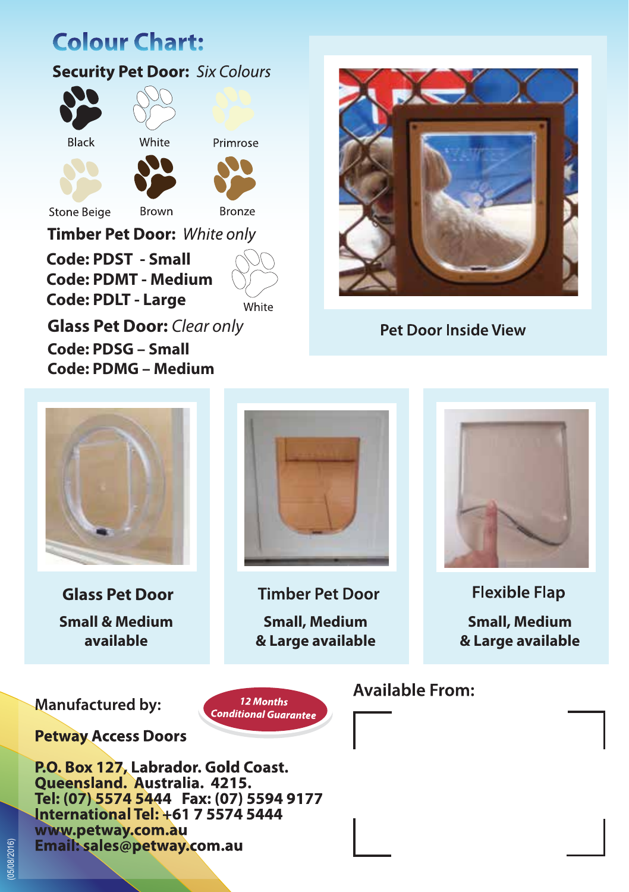## Colour Chart:

**Security Pet Door:** *Six Colours*

Black  
White  
Primrose  
Stone Beige  
Brown  
Bronze

**Timber Pet Door:** *White only*

**Code: PDST - Small**  
**Code: PDMT - Medium**  
**Code: PDLT - Large**

White

**Glass Pet Door:** *Clear only*

**Code: PDSG – Small**  
**Code: PDMG – Medium**

Pet Door Inside View

### Glass Pet Door

**Small & Medium available**

### Timber Pet Door

**Small, Medium & Large available**

### Flexible Flap

**Small, Medium & Large available**

Manufactured by:

*12 Months Conditional Guarantee*

**Petway Access Doors**

**P.O. Box 127, Labrador. Gold Coast.**  
**Queensland. Australia. 4215.**  
**Tel: (07) 5574 5444 Fax: (07) 5594 9177**  
**International Tel: +61 7 5574 5444**  
**www.petway.com.au**  
**Email: sales@petway.com.au**

Available From:

(05/08/2016)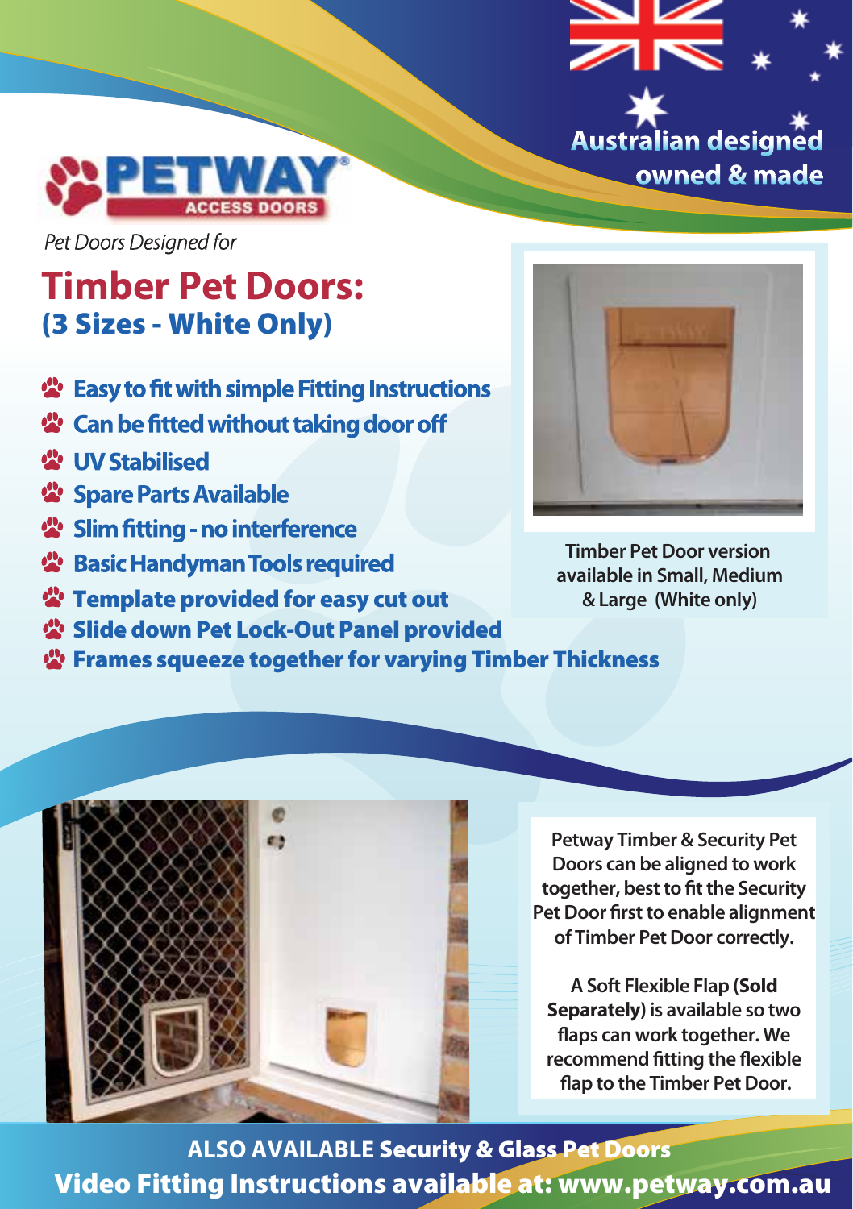Australian designed owned & made

PETWAY® ACCESS DOORS

*Pet Doors Designed for*

# Timber Pet Doors:

## (3 Sizes - White Only)

- **Easy to fit with simple Fitting Instructions**
- **Can be fitted without taking door off**
- **UV Stabilised**
- **Spare Parts Available**
- **Slim fitting - no interference**
- **Basic Handyman Tools required**
- **Template provided for easy cut out**
- **Slide down Pet Lock-Out Panel provided**
- **Frames squeeze together for varying Timber Thickness**

Timber Pet Door version available in Small, Medium & Large (White only)

Petway Timber & Security Pet Doors can be aligned to work together, best to fit the Security Pet Door first to enable alignment of Timber Pet Door correctly.

A Soft Flexible Flap (**Sold Separately**) is available so two flaps can work together. We recommend fitting the flexible flap to the Timber Pet Door.

**ALSO AVAILABLE Security & Glass Pet Doors**

**Video Fitting Instructions available at: www.petway.com.au**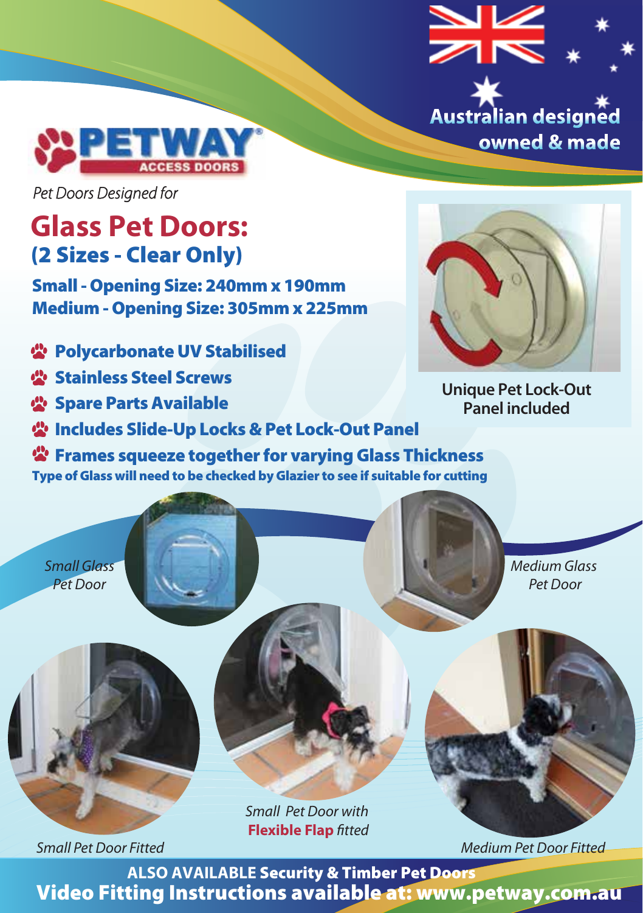Australian designed
owned & made

PETWAY® ACCESS DOORS

*Pet Doors Designed for*

# Glass Pet Doors:
## (2 Sizes - Clear Only)

**Small - Opening Size: 240mm x 190mm**
**Medium - Opening Size: 305mm x 225mm**

- **Polycarbonate UV Stabilised**
- **Stainless Steel Screws**
- **Spare Parts Available**
- **Includes Slide-Up Locks & Pet Lock-Out Panel**
- **Frames squeeze together for varying Glass Thickness**

**Type of Glass will need to be checked by Glazier to see if suitable for cutting**

**Unique Pet Lock-Out Panel included**

*Small Glass Pet Door*

*Medium Glass Pet Door*

*Small Pet Door Fitted*

*Small Pet Door with* ***Flexible Flap*** *fitted*

*Medium Pet Door Fitted*

**ALSO AVAILABLE Security & Timber Pet Doors**

**Video Fitting Instructions available at: www.petway.com.au**